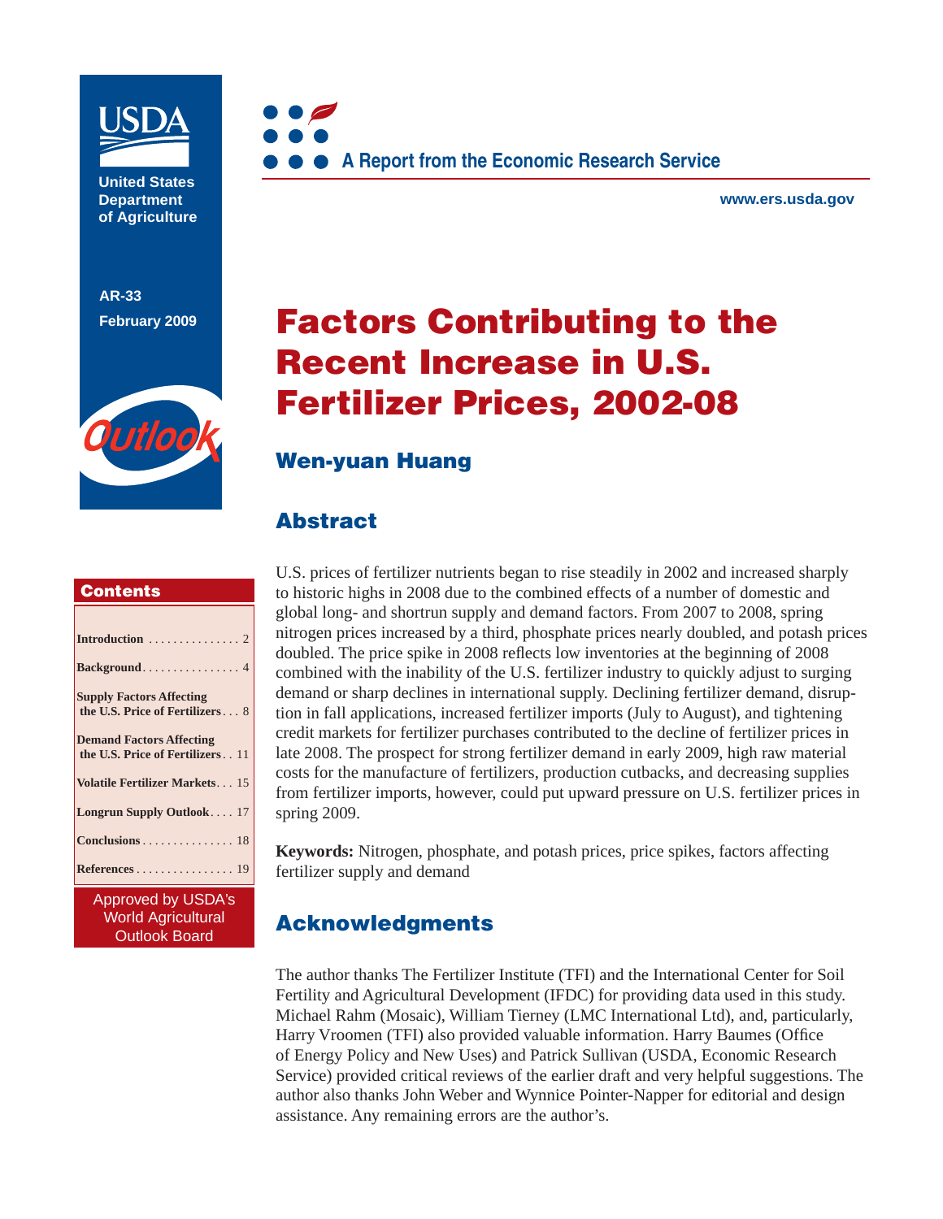United States Department of Agriculture

A Report from the Economic Research Service

www.ers.usda.gov

AR-33

February 2009

Outlook

# Factors Contributing to the Recent Increase in U.S. Fertilizer Prices, 2002-08

## Wen-yuan Huang

## Abstract

U.S. prices of fertilizer nutrients began to rise steadily in 2002 and increased sharply to historic highs in 2008 due to the combined effects of a number of domestic and global long- and shortrun supply and demand factors. From 2007 to 2008, spring nitrogen prices increased by a third, phosphate prices nearly doubled, and potash prices doubled. The price spike in 2008 reflects low inventories at the beginning of 2008 combined with the inability of the U.S. fertilizer industry to quickly adjust to surging demand or sharp declines in international supply. Declining fertilizer demand, disruption in fall applications, increased fertilizer imports (July to August), and tightening credit markets for fertilizer purchases contributed to the decline of fertilizer prices in late 2008. The prospect for strong fertilizer demand in early 2009, high raw material costs for the manufacture of fertilizers, production cutbacks, and decreasing supplies from fertilizer imports, however, could put upward pressure on U.S. fertilizer prices in spring 2009.

**Keywords:** Nitrogen, phosphate, and potash prices, price spikes, factors affecting fertilizer supply and demand

## Acknowledgments

The author thanks The Fertilizer Institute (TFI) and the International Center for Soil Fertility and Agricultural Development (IFDC) for providing data used in this study. Michael Rahm (Mosaic), William Tierney (LMC International Ltd), and, particularly, Harry Vroomen (TFI) also provided valuable information. Harry Baumes (Office of Energy Policy and New Uses) and Patrick Sullivan (USDA, Economic Research Service) provided critical reviews of the earlier draft and very helpful suggestions. The author also thanks John Weber and Wynnice Pointer-Napper for editorial and design assistance. Any remaining errors are the author's.

## Contents

- Introduction . . . . . . . . . . . . . . . 2
- Background . . . . . . . . . . . . . . . . 4
- Supply Factors Affecting the U.S. Price of Fertilizers . . . 8
- Demand Factors Affecting the U.S. Price of Fertilizers . . 11
- Volatile Fertilizer Markets . . . 15
- Longrun Supply Outlook . . . . 17
- Conclusions . . . . . . . . . . . . . . . 18
- References . . . . . . . . . . . . . . . . 19

Approved by USDA's World Agricultural Outlook Board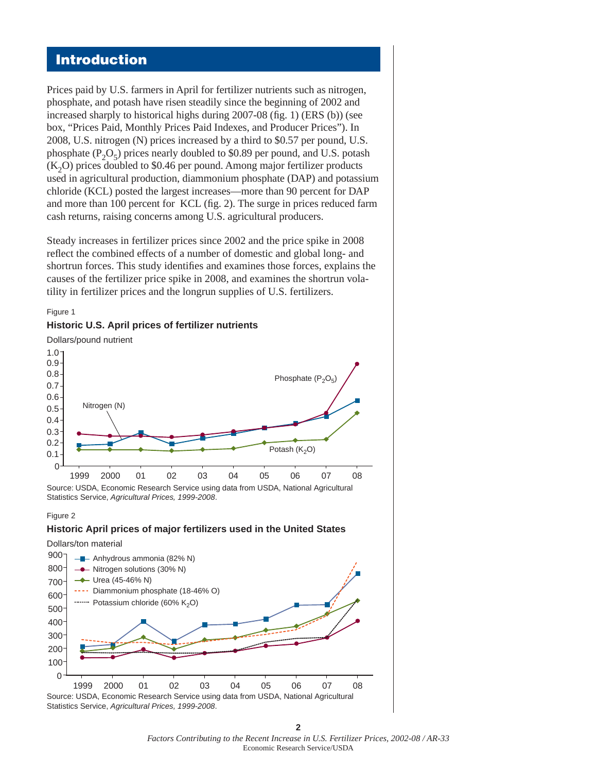## Introduction

Prices paid by U.S. farmers in April for fertilizer nutrients such as nitrogen, phosphate, and potash have risen steadily since the beginning of 2002 and increased sharply to historical highs during 2007-08 (fig. 1) (ERS (b)) (see box, "Prices Paid, Monthly Prices Paid Indexes, and Producer Prices"). In 2008, U.S. nitrogen (N) prices increased by a third to $0.57 per pound, U.S. phosphate ($P_2O_5$) prices nearly doubled to $0.89 per pound, and U.S. potash ($K_2O$) prices doubled to $0.46 per pound. Among major fertilizer products used in agricultural production, diammonium phosphate (DAP) and potassium chloride (KCL) posted the largest increases—more than 90 percent for DAP and more than 100 percent for KCL (fig. 2). The surge in prices reduced farm cash returns, raising concerns among U.S. agricultural producers.

Steady increases in fertilizer prices since 2002 and the price spike in 2008 reflect the combined effects of a number of domestic and global long- and shortrun forces. This study identifies and examines those forces, explains the causes of the fertilizer price spike in 2008, and examines the shortrun volatility in fertilizer prices and the longrun supplies of U.S. fertilizers.

Figure 1

**Historic U.S. April prices of fertilizer nutrients**

Dollars/pound nutrient

Source: USDA, Economic Research Service using data from USDA, National Agricultural Statistics Service, *Agricultural Prices, 1999-2008*.

Figure 2

**Historic April prices of major fertilizers used in the United States**

Dollars/ton material

Source: USDA, Economic Research Service using data from USDA, National Agricultural Statistics Service, *Agricultural Prices, 1999-2008*.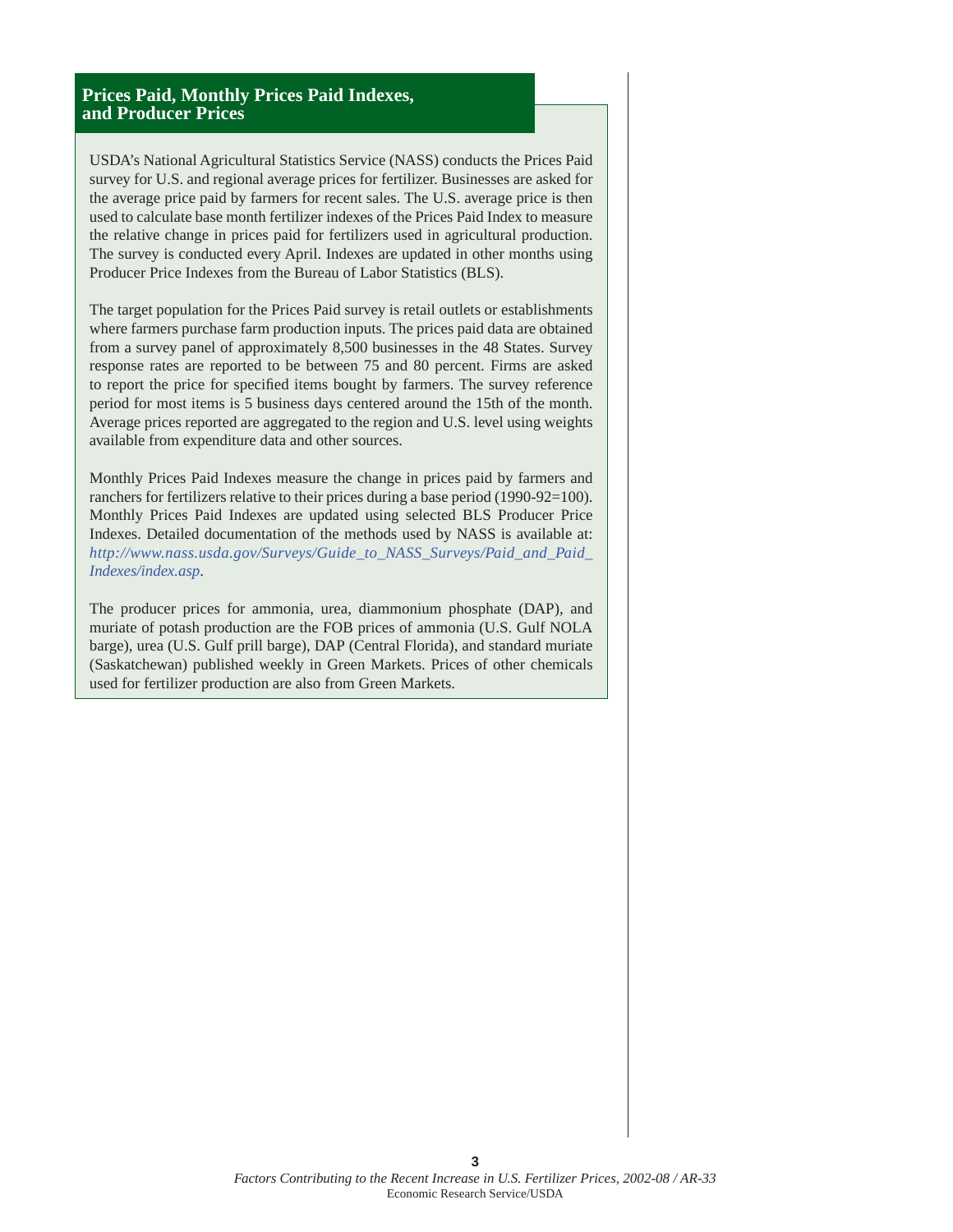## Prices Paid, Monthly Prices Paid Indexes, and Producer Prices

USDA's National Agricultural Statistics Service (NASS) conducts the Prices Paid survey for U.S. and regional average prices for fertilizer. Businesses are asked for the average price paid by farmers for recent sales. The U.S. average price is then used to calculate base month fertilizer indexes of the Prices Paid Index to measure the relative change in prices paid for fertilizers used in agricultural production. The survey is conducted every April. Indexes are updated in other months using Producer Price Indexes from the Bureau of Labor Statistics (BLS).

The target population for the Prices Paid survey is retail outlets or establishments where farmers purchase farm production inputs. The prices paid data are obtained from a survey panel of approximately 8,500 businesses in the 48 States. Survey response rates are reported to be between 75 and 80 percent. Firms are asked to report the price for specified items bought by farmers. The survey reference period for most items is 5 business days centered around the 15th of the month. Average prices reported are aggregated to the region and U.S. level using weights available from expenditure data and other sources.

Monthly Prices Paid Indexes measure the change in prices paid by farmers and ranchers for fertilizers relative to their prices during a base period (1990-92=100). Monthly Prices Paid Indexes are updated using selected BLS Producer Price Indexes. Detailed documentation of the methods used by NASS is available at: *http://www.nass.usda.gov/Surveys/Guide_to_NASS_Surveys/Paid_and_Paid_Indexes/index.asp*.

The producer prices for ammonia, urea, diammonium phosphate (DAP), and muriate of potash production are the FOB prices of ammonia (U.S. Gulf NOLA barge), urea (U.S. Gulf prill barge), DAP (Central Florida), and standard muriate (Saskatchewan) published weekly in Green Markets. Prices of other chemicals used for fertilizer production are also from Green Markets.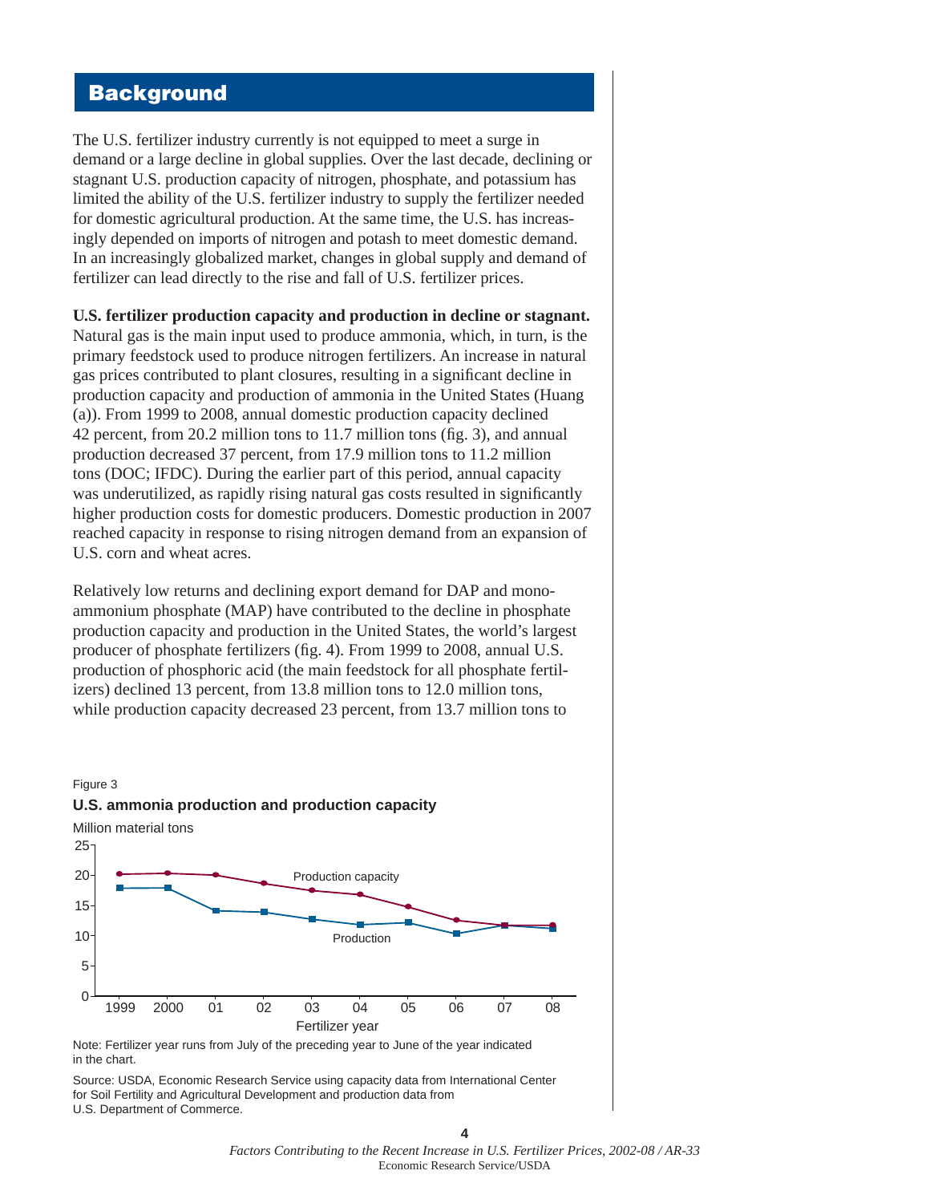## Background

The U.S. fertilizer industry currently is not equipped to meet a surge in demand or a large decline in global supplies. Over the last decade, declining or stagnant U.S. production capacity of nitrogen, phosphate, and potassium has limited the ability of the U.S. fertilizer industry to supply the fertilizer needed for domestic agricultural production. At the same time, the U.S. has increasingly depended on imports of nitrogen and potash to meet domestic demand. In an increasingly globalized market, changes in global supply and demand of fertilizer can lead directly to the rise and fall of U.S. fertilizer prices.

**U.S. fertilizer production capacity and production in decline or stagnant.** Natural gas is the main input used to produce ammonia, which, in turn, is the primary feedstock used to produce nitrogen fertilizers. An increase in natural gas prices contributed to plant closures, resulting in a significant decline in production capacity and production of ammonia in the United States (Huang (a)). From 1999 to 2008, annual domestic production capacity declined 42 percent, from 20.2 million tons to 11.7 million tons (fig. 3), and annual production decreased 37 percent, from 17.9 million tons to 11.2 million tons (DOC; IFDC). During the earlier part of this period, annual capacity was underutilized, as rapidly rising natural gas costs resulted in significantly higher production costs for domestic producers. Domestic production in 2007 reached capacity in response to rising nitrogen demand from an expansion of U.S. corn and wheat acres.

Relatively low returns and declining export demand for DAP and monoammonium phosphate (MAP) have contributed to the decline in phosphate production capacity and production in the United States, the world's largest producer of phosphate fertilizers (fig. 4). From 1999 to 2008, annual U.S. production of phosphoric acid (the main feedstock for all phosphate fertilizers) declined 13 percent, from 13.8 million tons to 12.0 million tons, while production capacity decreased 23 percent, from 13.7 million tons to

Figure 3

**U.S. ammonia production and production capacity**

Note: Fertilizer year runs from July of the preceding year to June of the year indicated in the chart.

Source: USDA, Economic Research Service using capacity data from International Center for Soil Fertility and Agricultural Development and production data from U.S. Department of Commerce.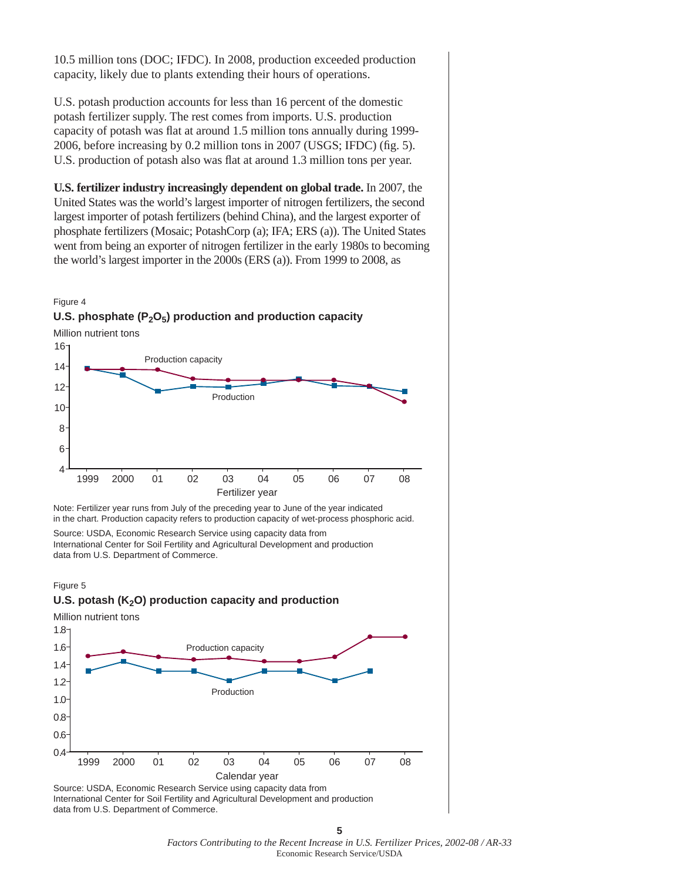10.5 million tons (DOC; IFDC). In 2008, production exceeded production capacity, likely due to plants extending their hours of operations.

U.S. potash production accounts for less than 16 percent of the domestic potash fertilizer supply. The rest comes from imports. U.S. production capacity of potash was flat at around 1.5 million tons annually during 1999-2006, before increasing by 0.2 million tons in 2007 (USGS; IFDC) (fig. 5). U.S. production of potash also was flat at around 1.3 million tons per year.

**U.S. fertilizer industry increasingly dependent on global trade.** In 2007, the United States was the world's largest importer of nitrogen fertilizers, the second largest importer of potash fertilizers (behind China), and the largest exporter of phosphate fertilizers (Mosaic; PotashCorp (a); IFA; ERS (a)). The United States went from being an exporter of nitrogen fertilizer in the early 1980s to becoming the world's largest importer in the 2000s (ERS (a)). From 1999 to 2008, as

Figure 4

**U.S. phosphate ($P_2O_5$) production and production capacity**

Note: Fertilizer year runs from July of the preceding year to June of the year indicated in the chart. Production capacity refers to production capacity of wet-process phosphoric acid.

Source: USDA, Economic Research Service using capacity data from International Center for Soil Fertility and Agricultural Development and production data from U.S. Department of Commerce.

Figure 5

**U.S. potash ($K_2O$) production capacity and production**

Source: USDA, Economic Research Service using capacity data from International Center for Soil Fertility and Agricultural Development and production data from U.S. Department of Commerce.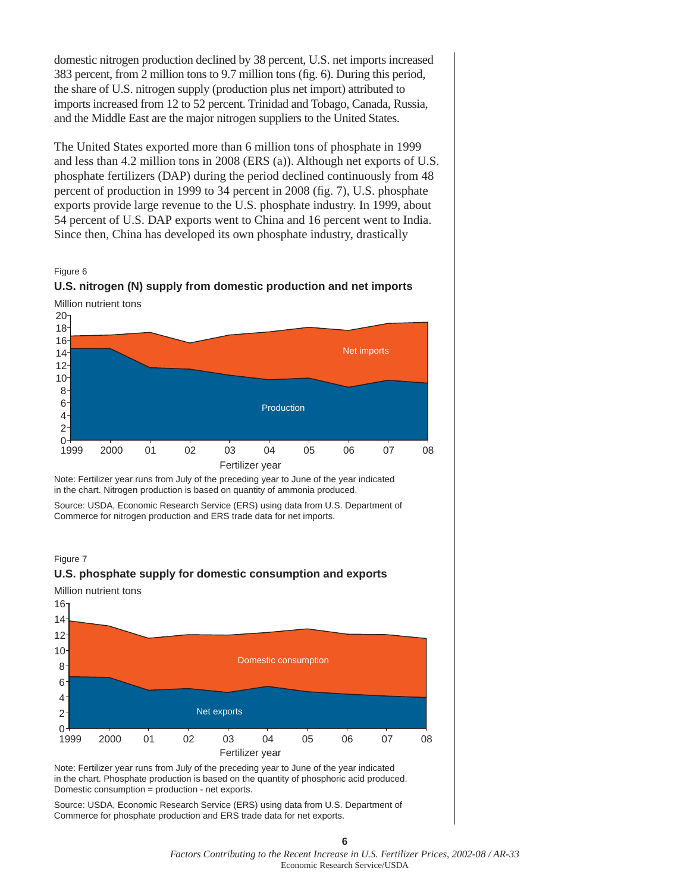domestic nitrogen production declined by 38 percent, U.S. net imports increased 383 percent, from 2 million tons to 9.7 million tons (fig. 6). During this period, the share of U.S. nitrogen supply (production plus net import) attributed to imports increased from 12 to 52 percent. Trinidad and Tobago, Canada, Russia, and the Middle East are the major nitrogen suppliers to the United States.

The United States exported more than 6 million tons of phosphate in 1999 and less than 4.2 million tons in 2008 (ERS (a)). Although net exports of U.S. phosphate fertilizers (DAP) during the period declined continuously from 48 percent of production in 1999 to 34 percent in 2008 (fig. 7), U.S. phosphate exports provide large revenue to the U.S. phosphate industry. In 1999, about 54 percent of U.S. DAP exports went to China and 16 percent went to India. Since then, China has developed its own phosphate industry, drastically

Figure 6

**U.S. nitrogen (N) supply from domestic production and net imports**

Note: Fertilizer year runs from July of the preceding year to June of the year indicated in the chart. Nitrogen production is based on quantity of ammonia produced.

Source: USDA, Economic Research Service (ERS) using data from U.S. Department of Commerce for nitrogen production and ERS trade data for net imports.

Figure 7

**U.S. phosphate supply for domestic consumption and exports**

Note: Fertilizer year runs from July of the preceding year to June of the year indicated in the chart. Phosphate production is based on the quantity of phosphoric acid produced. Domestic consumption = production - net exports.

Source: USDA, Economic Research Service (ERS) using data from U.S. Department of Commerce for phosphate production and ERS trade data for net exports.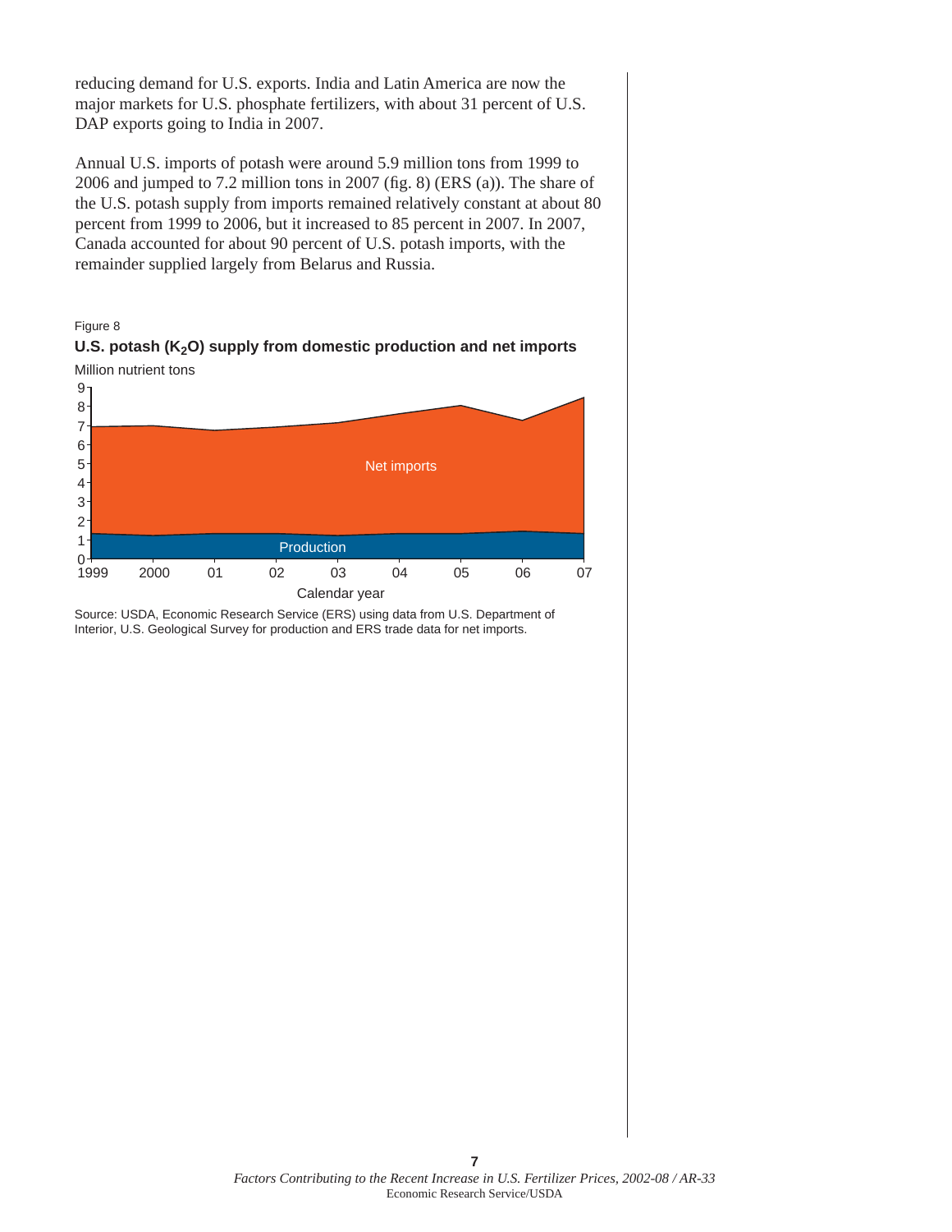reducing demand for U.S. exports. India and Latin America are now the major markets for U.S. phosphate fertilizers, with about 31 percent of U.S. DAP exports going to India in 2007.

Annual U.S. imports of potash were around 5.9 million tons from 1999 to 2006 and jumped to 7.2 million tons in 2007 (fig. 8) (ERS (a)). The share of the U.S. potash supply from imports remained relatively constant at about 80 percent from 1999 to 2006, but it increased to 85 percent in 2007. In 2007, Canada accounted for about 90 percent of U.S. potash imports, with the remainder supplied largely from Belarus and Russia.

Figure 8

**U.S. potash ($K_2O$) supply from domestic production and net imports**

Million nutrient tons

Source: USDA, Economic Research Service (ERS) using data from U.S. Department of Interior, U.S. Geological Survey for production and ERS trade data for net imports.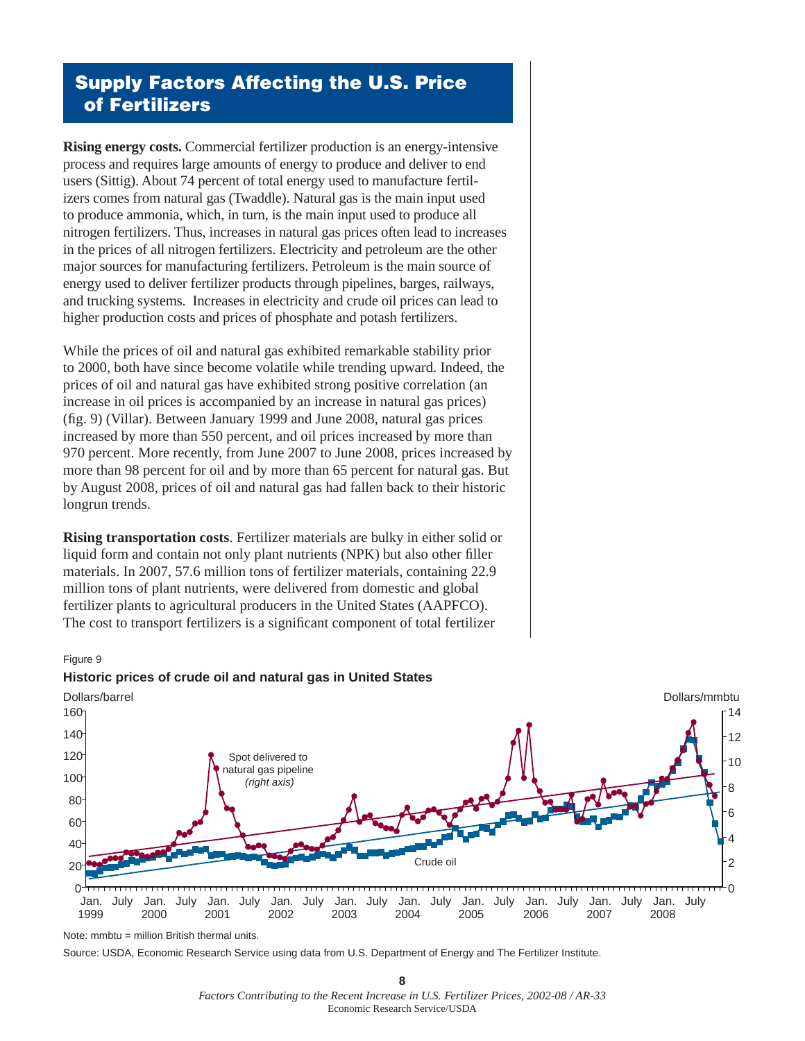## Supply Factors Affecting the U.S. Price of Fertilizers

**Rising energy costs.** Commercial fertilizer production is an energy-intensive process and requires large amounts of energy to produce and deliver to end users (Sittig). About 74 percent of total energy used to manufacture fertilizers comes from natural gas (Twaddle). Natural gas is the main input used to produce ammonia, which, in turn, is the main input used to produce all nitrogen fertilizers. Thus, increases in natural gas prices often lead to increases in the prices of all nitrogen fertilizers. Electricity and petroleum are the other major sources for manufacturing fertilizers. Petroleum is the main source of energy used to deliver fertilizer products through pipelines, barges, railways, and trucking systems. Increases in electricity and crude oil prices can lead to higher production costs and prices of phosphate and potash fertilizers.

While the prices of oil and natural gas exhibited remarkable stability prior to 2000, both have since become volatile while trending upward. Indeed, the prices of oil and natural gas have exhibited strong positive correlation (an increase in oil prices is accompanied by an increase in natural gas prices) (fig. 9) (Villar). Between January 1999 and June 2008, natural gas prices increased by more than 550 percent, and oil prices increased by more than 970 percent. More recently, from June 2007 to June 2008, prices increased by more than 98 percent for oil and by more than 65 percent for natural gas. But by August 2008, prices of oil and natural gas had fallen back to their historic longrun trends.

**Rising transportation costs**. Fertilizer materials are bulky in either solid or liquid form and contain not only plant nutrients (NPK) but also other filler materials. In 2007, 57.6 million tons of fertilizer materials, containing 22.9 million tons of plant nutrients, were delivered from domestic and global fertilizer plants to agricultural producers in the United States (AAPFCO). The cost to transport fertilizers is a significant component of total fertilizer

Figure 9

**Historic prices of crude oil and natural gas in United States**

Note: mmbtu = million British thermal units.

Source: USDA, Economic Research Service using data from U.S. Department of Energy and The Fertilizer Institute.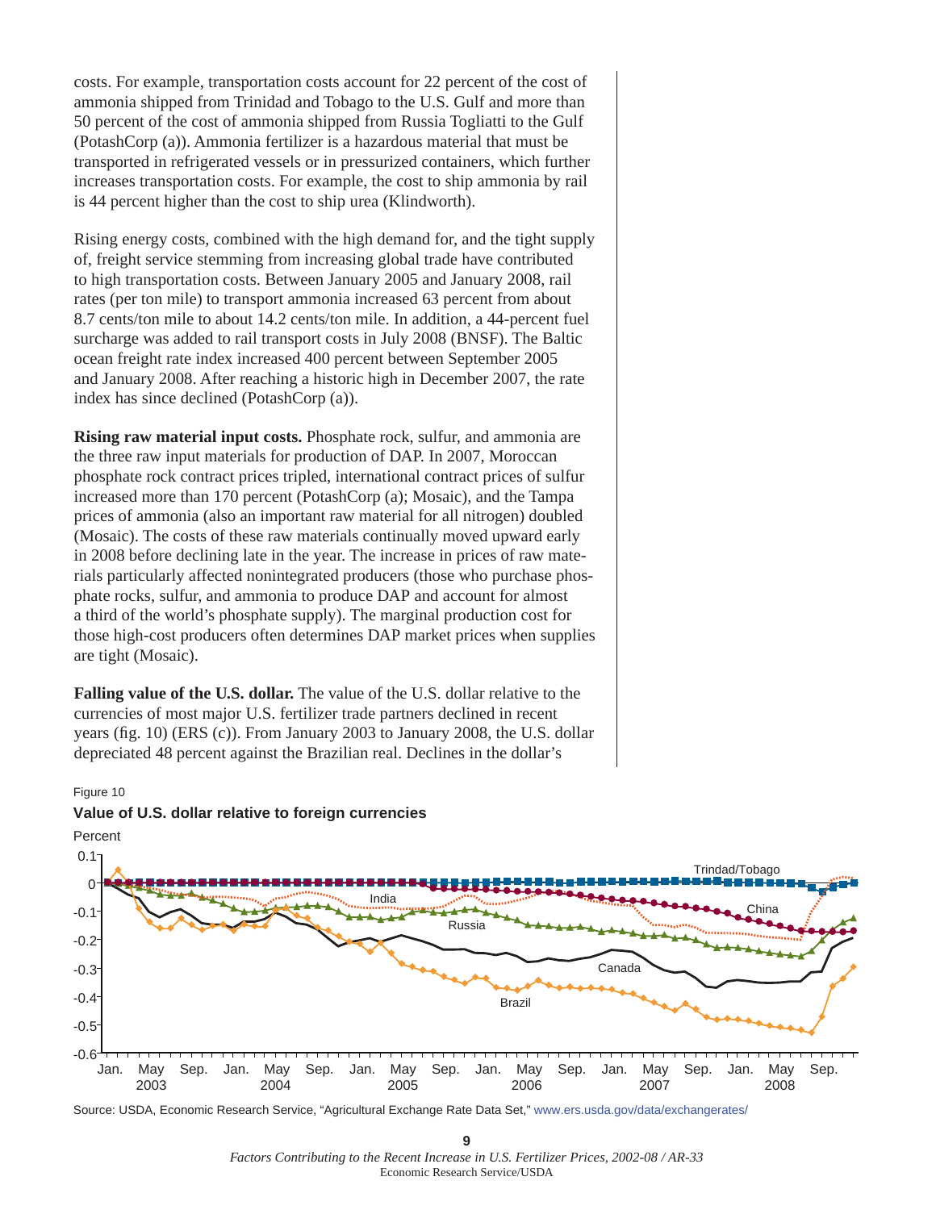costs. For example, transportation costs account for 22 percent of the cost of ammonia shipped from Trinidad and Tobago to the U.S. Gulf and more than 50 percent of the cost of ammonia shipped from Russia Togliatti to the Gulf (PotashCorp (a)). Ammonia fertilizer is a hazardous material that must be transported in refrigerated vessels or in pressurized containers, which further increases transportation costs. For example, the cost to ship ammonia by rail is 44 percent higher than the cost to ship urea (Klindworth).

Rising energy costs, combined with the high demand for, and the tight supply of, freight service stemming from increasing global trade have contributed to high transportation costs. Between January 2005 and January 2008, rail rates (per ton mile) to transport ammonia increased 63 percent from about 8.7 cents/ton mile to about 14.2 cents/ton mile. In addition, a 44-percent fuel surcharge was added to rail transport costs in July 2008 (BNSF). The Baltic ocean freight rate index increased 400 percent between September 2005 and January 2008. After reaching a historic high in December 2007, the rate index has since declined (PotashCorp (a)).

**Rising raw material input costs.** Phosphate rock, sulfur, and ammonia are the three raw input materials for production of DAP. In 2007, Moroccan phosphate rock contract prices tripled, international contract prices of sulfur increased more than 170 percent (PotashCorp (a); Mosaic), and the Tampa prices of ammonia (also an important raw material for all nitrogen) doubled (Mosaic). The costs of these raw materials continually moved upward early in 2008 before declining late in the year. The increase in prices of raw materials particularly affected nonintegrated producers (those who purchase phosphate rocks, sulfur, and ammonia to produce DAP and account for almost a third of the world's phosphate supply). The marginal production cost for those high-cost producers often determines DAP market prices when supplies are tight (Mosaic).

**Falling value of the U.S. dollar.** The value of the U.S. dollar relative to the currencies of most major U.S. fertilizer trade partners declined in recent years (fig. 10) (ERS (c)). From January 2003 to January 2008, the U.S. dollar depreciated 48 percent against the Brazilian real. Declines in the dollar's

Figure 10

**Value of U.S. dollar relative to foreign currencies**

Source: USDA, Economic Research Service, "Agricultural Exchange Rate Data Set," www.ers.usda.gov/data/exchangerates/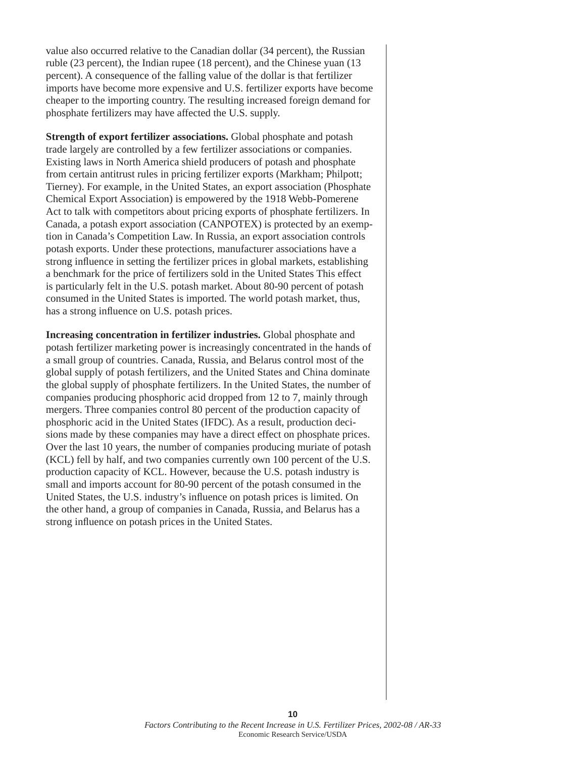value also occurred relative to the Canadian dollar (34 percent), the Russian ruble (23 percent), the Indian rupee (18 percent), and the Chinese yuan (13 percent). A consequence of the falling value of the dollar is that fertilizer imports have become more expensive and U.S. fertilizer exports have become cheaper to the importing country. The resulting increased foreign demand for phosphate fertilizers may have affected the U.S. supply.

**Strength of export fertilizer associations.** Global phosphate and potash trade largely are controlled by a few fertilizer associations or companies. Existing laws in North America shield producers of potash and phosphate from certain antitrust rules in pricing fertilizer exports (Markham; Philpott; Tierney). For example, in the United States, an export association (Phosphate Chemical Export Association) is empowered by the 1918 Webb-Pomerene Act to talk with competitors about pricing exports of phosphate fertilizers. In Canada, a potash export association (CANPOTEX) is protected by an exemption in Canada's Competition Law. In Russia, an export association controls potash exports. Under these protections, manufacturer associations have a strong influence in setting the fertilizer prices in global markets, establishing a benchmark for the price of fertilizers sold in the United States This effect is particularly felt in the U.S. potash market. About 80-90 percent of potash consumed in the United States is imported. The world potash market, thus, has a strong influence on U.S. potash prices.

**Increasing concentration in fertilizer industries.** Global phosphate and potash fertilizer marketing power is increasingly concentrated in the hands of a small group of countries. Canada, Russia, and Belarus control most of the global supply of potash fertilizers, and the United States and China dominate the global supply of phosphate fertilizers. In the United States, the number of companies producing phosphoric acid dropped from 12 to 7, mainly through mergers. Three companies control 80 percent of the production capacity of phosphoric acid in the United States (IFDC). As a result, production decisions made by these companies may have a direct effect on phosphate prices. Over the last 10 years, the number of companies producing muriate of potash (KCL) fell by half, and two companies currently own 100 percent of the U.S. production capacity of KCL. However, because the U.S. potash industry is small and imports account for 80-90 percent of the potash consumed in the United States, the U.S. industry's influence on potash prices is limited. On the other hand, a group of companies in Canada, Russia, and Belarus has a strong influence on potash prices in the United States.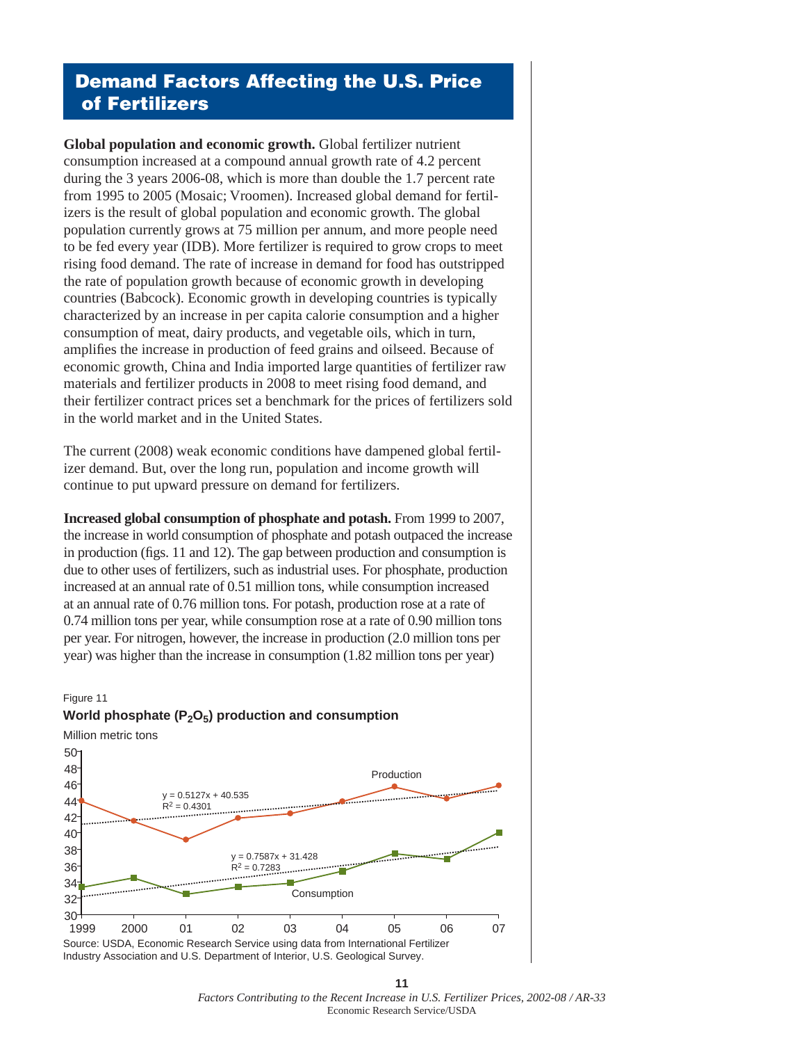## Demand Factors Affecting the U.S. Price of Fertilizers

**Global population and economic growth.** Global fertilizer nutrient consumption increased at a compound annual growth rate of 4.2 percent during the 3 years 2006-08, which is more than double the 1.7 percent rate from 1995 to 2005 (Mosaic; Vroomen). Increased global demand for fertilizers is the result of global population and economic growth. The global population currently grows at 75 million per annum, and more people need to be fed every year (IDB). More fertilizer is required to grow crops to meet rising food demand. The rate of increase in demand for food has outstripped the rate of population growth because of economic growth in developing countries (Babcock). Economic growth in developing countries is typically characterized by an increase in per capita calorie consumption and a higher consumption of meat, dairy products, and vegetable oils, which in turn, amplifies the increase in production of feed grains and oilseed. Because of economic growth, China and India imported large quantities of fertilizer raw materials and fertilizer products in 2008 to meet rising food demand, and their fertilizer contract prices set a benchmark for the prices of fertilizers sold in the world market and in the United States.

The current (2008) weak economic conditions have dampened global fertilizer demand. But, over the long run, population and income growth will continue to put upward pressure on demand for fertilizers.

**Increased global consumption of phosphate and potash.** From 1999 to 2007, the increase in world consumption of phosphate and potash outpaced the increase in production (figs. 11 and 12). The gap between production and consumption is due to other uses of fertilizers, such as industrial uses. For phosphate, production increased at an annual rate of 0.51 million tons, while consumption increased at an annual rate of 0.76 million tons. For potash, production rose at a rate of 0.74 million tons per year, while consumption rose at a rate of 0.90 million tons per year. For nitrogen, however, the increase in production (2.0 million tons per year) was higher than the increase in consumption (1.82 million tons per year)

Figure 11

**World phosphate ($P_2O_5$) production and consumption**

Million metric tons

Production: $y = 0.5127x + 40.535$, $R^2 = 0.4301$

Consumption: $y = 0.7587x + 31.428$, $R^2 = 0.7283$

Source: USDA, Economic Research Service using data from International Fertilizer Industry Association and U.S. Department of Interior, U.S. Geological Survey.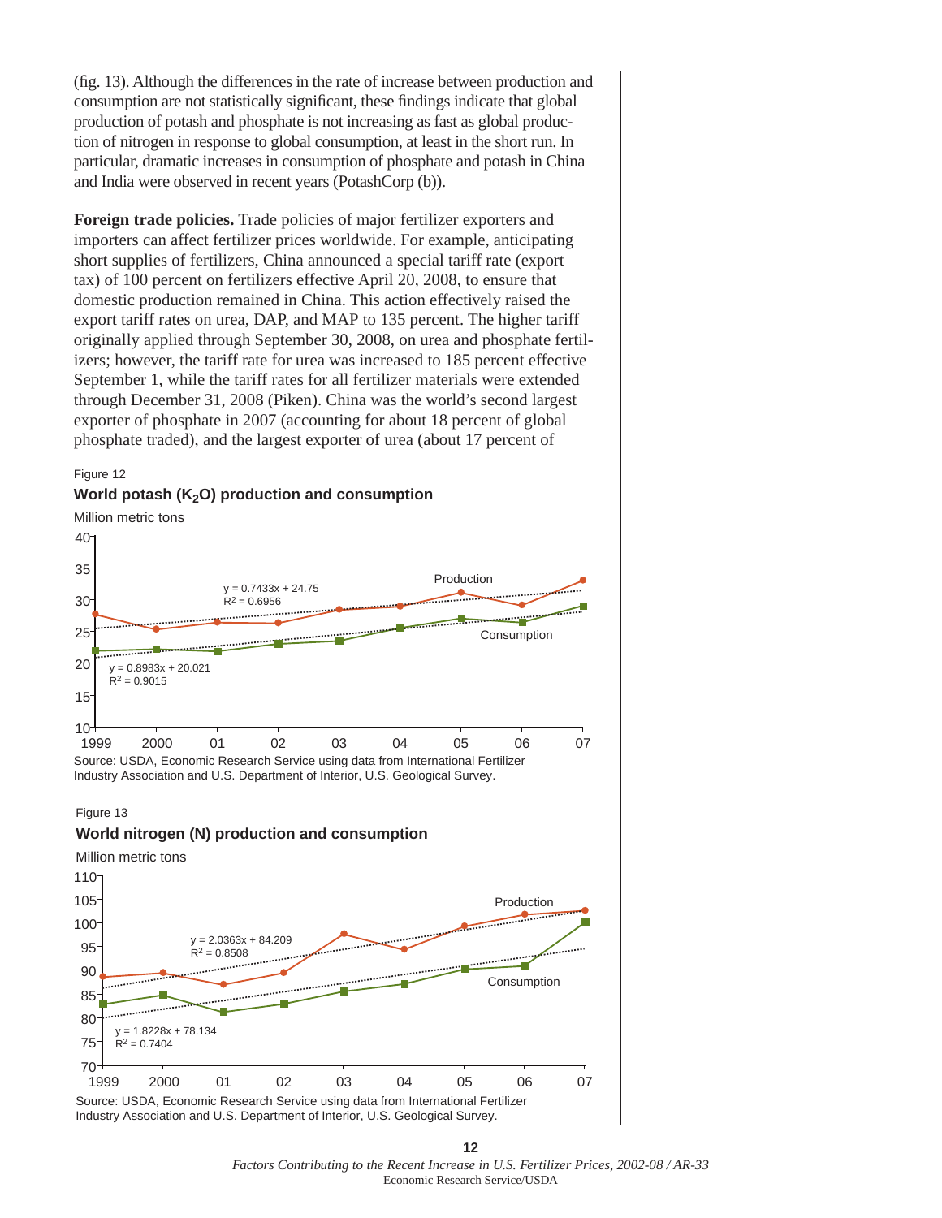(fig. 13). Although the differences in the rate of increase between production and consumption are not statistically significant, these findings indicate that global production of potash and phosphate is not increasing as fast as global production of nitrogen in response to global consumption, at least in the short run. In particular, dramatic increases in consumption of phosphate and potash in China and India were observed in recent years (PotashCorp (b)).

**Foreign trade policies.** Trade policies of major fertilizer exporters and importers can affect fertilizer prices worldwide. For example, anticipating short supplies of fertilizers, China announced a special tariff rate (export tax) of 100 percent on fertilizers effective April 20, 2008, to ensure that domestic production remained in China. This action effectively raised the export tariff rates on urea, DAP, and MAP to 135 percent. The higher tariff originally applied through September 30, 2008, on urea and phosphate fertilizers; however, the tariff rate for urea was increased to 185 percent effective September 1, while the tariff rates for all fertilizer materials were extended through December 31, 2008 (Piken). China was the world's second largest exporter of phosphate in 2007 (accounting for about 18 percent of global phosphate traded), and the largest exporter of urea (about 17 percent of

Figure 12

**World potash ($K_2O$) production and consumption**

Million metric tons

Production: $y = 0.7433x + 24.75$, $R^2 = 0.6956$

Consumption: $y = 0.8983x + 20.021$, $R^2 = 0.9015$

Source: USDA, Economic Research Service using data from International Fertilizer Industry Association and U.S. Department of Interior, U.S. Geological Survey.

Figure 13

**World nitrogen (N) production and consumption**

Million metric tons

Production: $y = 2.0363x + 84.209$, $R^2 = 0.8508$

Consumption: $y = 1.8228x + 78.134$, $R^2 = 0.7404$

Source: USDA, Economic Research Service using data from International Fertilizer Industry Association and U.S. Department of Interior, U.S. Geological Survey.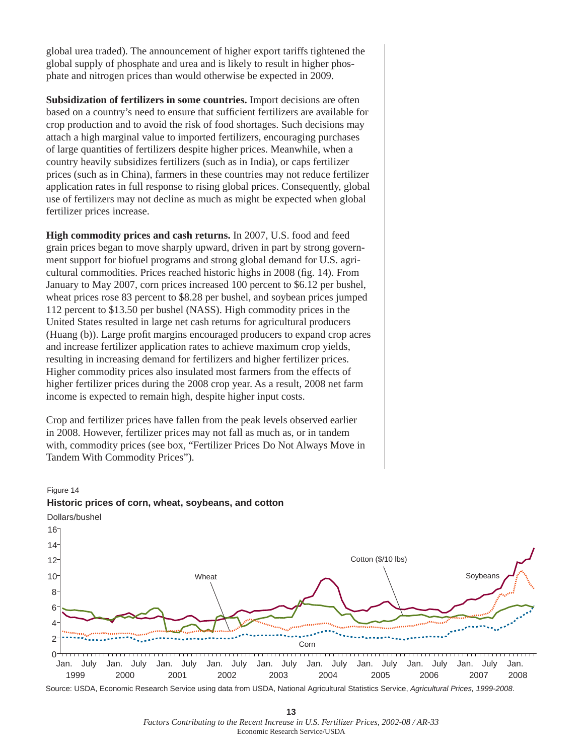global urea traded). The announcement of higher export tariffs tightened the global supply of phosphate and urea and is likely to result in higher phosphate and nitrogen prices than would otherwise be expected in 2009.

**Subsidization of fertilizers in some countries.** Import decisions are often based on a country's need to ensure that sufficient fertilizers are available for crop production and to avoid the risk of food shortages. Such decisions may attach a high marginal value to imported fertilizers, encouraging purchases of large quantities of fertilizers despite higher prices. Meanwhile, when a country heavily subsidizes fertilizers (such as in India), or caps fertilizer prices (such as in China), farmers in these countries may not reduce fertilizer application rates in full response to rising global prices. Consequently, global use of fertilizers may not decline as much as might be expected when global fertilizer prices increase.

**High commodity prices and cash returns.** In 2007, U.S. food and feed grain prices began to move sharply upward, driven in part by strong government support for biofuel programs and strong global demand for U.S. agricultural commodities. Prices reached historic highs in 2008 (fig. 14). From January to May 2007, corn prices increased 100 percent to $6.12 per bushel, wheat prices rose 83 percent to $8.28 per bushel, and soybean prices jumped 112 percent to $13.50 per bushel (NASS). High commodity prices in the United States resulted in large net cash returns for agricultural producers (Huang (b)). Large profit margins encouraged producers to expand crop acres and increase fertilizer application rates to achieve maximum crop yields, resulting in increasing demand for fertilizers and higher fertilizer prices. Higher commodity prices also insulated most farmers from the effects of higher fertilizer prices during the 2008 crop year. As a result, 2008 net farm income is expected to remain high, despite higher input costs.

Crop and fertilizer prices have fallen from the peak levels observed earlier in 2008. However, fertilizer prices may not fall as much as, or in tandem with, commodity prices (see box, "Fertilizer Prices Do Not Always Move in Tandem With Commodity Prices").

Figure 14

**Historic prices of corn, wheat, soybeans, and cotton**

Dollars/bushel

Source: USDA, Economic Research Service using data from USDA, National Agricultural Statistics Service, *Agricultural Prices, 1999-2008*.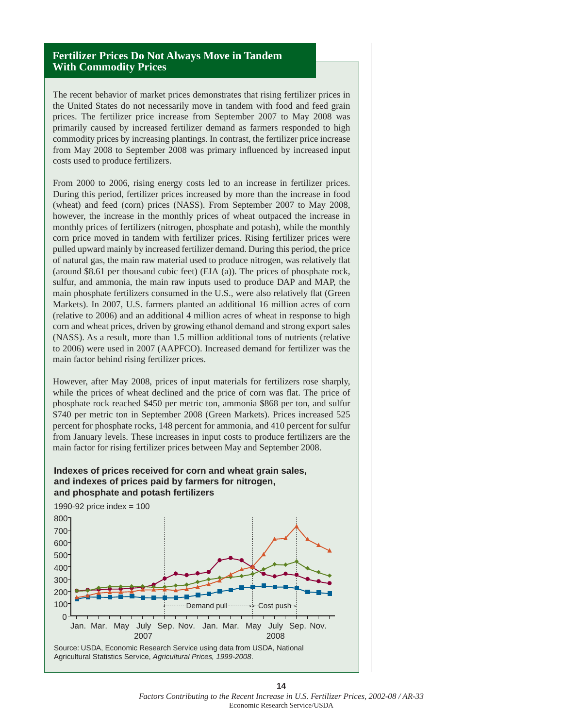## Fertilizer Prices Do Not Always Move in Tandem With Commodity Prices

The recent behavior of market prices demonstrates that rising fertilizer prices in the United States do not necessarily move in tandem with food and feed grain prices. The fertilizer price increase from September 2007 to May 2008 was primarily caused by increased fertilizer demand as farmers responded to high commodity prices by increasing plantings. In contrast, the fertilizer price increase from May 2008 to September 2008 was primary influenced by increased input costs used to produce fertilizers.

From 2000 to 2006, rising energy costs led to an increase in fertilizer prices. During this period, fertilizer prices increased by more than the increase in food (wheat) and feed (corn) prices (NASS). From September 2007 to May 2008, however, the increase in the monthly prices of wheat outpaced the increase in monthly prices of fertilizers (nitrogen, phosphate and potash), while the monthly corn price moved in tandem with fertilizer prices. Rising fertilizer prices were pulled upward mainly by increased fertilizer demand. During this period, the price of natural gas, the main raw material used to produce nitrogen, was relatively flat (around $8.61 per thousand cubic feet) (EIA (a)). The prices of phosphate rock, sulfur, and ammonia, the main raw inputs used to produce DAP and MAP, the main phosphate fertilizers consumed in the U.S., were also relatively flat (Green Markets). In 2007, U.S. farmers planted an additional 16 million acres of corn (relative to 2006) and an additional 4 million acres of wheat in response to high corn and wheat prices, driven by growing ethanol demand and strong export sales (NASS). As a result, more than 1.5 million additional tons of nutrients (relative to 2006) were used in 2007 (AAPFCO). Increased demand for fertilizer was the main factor behind rising fertilizer prices.

However, after May 2008, prices of input materials for fertilizers rose sharply, while the prices of wheat declined and the price of corn was flat. The price of phosphate rock reached $450 per metric ton, ammonia $868 per ton, and sulfur $740 per metric ton in September 2008 (Green Markets). Prices increased 525 percent for phosphate rocks, 148 percent for ammonia, and 410 percent for sulfur from January levels. These increases in input costs to produce fertilizers are the main factor for rising fertilizer prices between May and September 2008.

**Indexes of prices received for corn and wheat grain sales, and indexes of prices paid by farmers for nitrogen, and phosphate and potash fertilizers**

1990-92 price index = 100

Source: USDA, Economic Research Service using data from USDA, National Agricultural Statistics Service, *Agricultural Prices, 1999-2008*.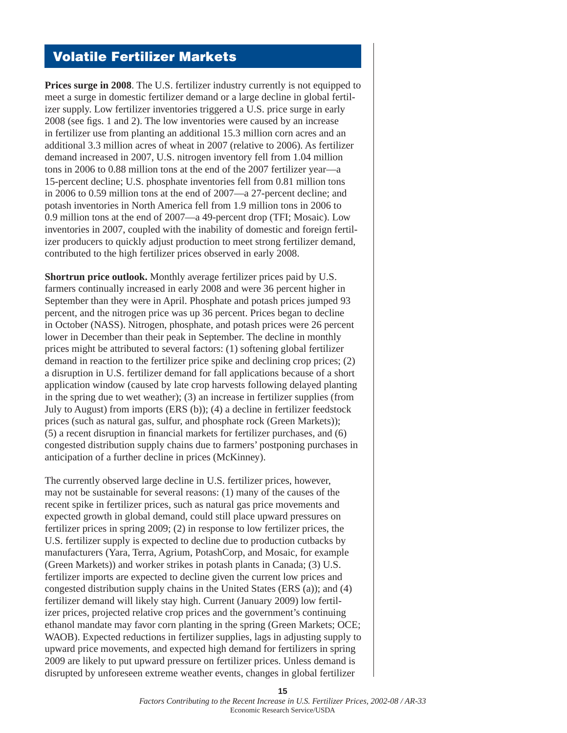## Volatile Fertilizer Markets

**Prices surge in 2008**. The U.S. fertilizer industry currently is not equipped to meet a surge in domestic fertilizer demand or a large decline in global fertilizer supply. Low fertilizer inventories triggered a U.S. price surge in early 2008 (see figs. 1 and 2). The low inventories were caused by an increase in fertilizer use from planting an additional 15.3 million corn acres and an additional 3.3 million acres of wheat in 2007 (relative to 2006). As fertilizer demand increased in 2007, U.S. nitrogen inventory fell from 1.04 million tons in 2006 to 0.88 million tons at the end of the 2007 fertilizer year—a 15-percent decline; U.S. phosphate inventories fell from 0.81 million tons in 2006 to 0.59 million tons at the end of 2007—a 27-percent decline; and potash inventories in North America fell from 1.9 million tons in 2006 to 0.9 million tons at the end of 2007—a 49-percent drop (TFI; Mosaic). Low inventories in 2007, coupled with the inability of domestic and foreign fertilizer producers to quickly adjust production to meet strong fertilizer demand, contributed to the high fertilizer prices observed in early 2008.

**Shortrun price outlook.** Monthly average fertilizer prices paid by U.S. farmers continually increased in early 2008 and were 36 percent higher in September than they were in April. Phosphate and potash prices jumped 93 percent, and the nitrogen price was up 36 percent. Prices began to decline in October (NASS). Nitrogen, phosphate, and potash prices were 26 percent lower in December than their peak in September. The decline in monthly prices might be attributed to several factors: (1) softening global fertilizer demand in reaction to the fertilizer price spike and declining crop prices; (2) a disruption in U.S. fertilizer demand for fall applications because of a short application window (caused by late crop harvests following delayed planting in the spring due to wet weather); (3) an increase in fertilizer supplies (from July to August) from imports (ERS (b)); (4) a decline in fertilizer feedstock prices (such as natural gas, sulfur, and phosphate rock (Green Markets)); (5) a recent disruption in financial markets for fertilizer purchases, and (6) congested distribution supply chains due to farmers' postponing purchases in anticipation of a further decline in prices (McKinney).

The currently observed large decline in U.S. fertilizer prices, however, may not be sustainable for several reasons: (1) many of the causes of the recent spike in fertilizer prices, such as natural gas price movements and expected growth in global demand, could still place upward pressures on fertilizer prices in spring 2009; (2) in response to low fertilizer prices, the U.S. fertilizer supply is expected to decline due to production cutbacks by manufacturers (Yara, Terra, Agrium, PotashCorp, and Mosaic, for example (Green Markets)) and worker strikes in potash plants in Canada; (3) U.S. fertilizer imports are expected to decline given the current low prices and congested distribution supply chains in the United States (ERS (a)); and (4) fertilizer demand will likely stay high. Current (January 2009) low fertilizer prices, projected relative crop prices and the government's continuing ethanol mandate may favor corn planting in the spring (Green Markets; OCE; WAOB). Expected reductions in fertilizer supplies, lags in adjusting supply to upward price movements, and expected high demand for fertilizers in spring 2009 are likely to put upward pressure on fertilizer prices. Unless demand is disrupted by unforeseen extreme weather events, changes in global fertilizer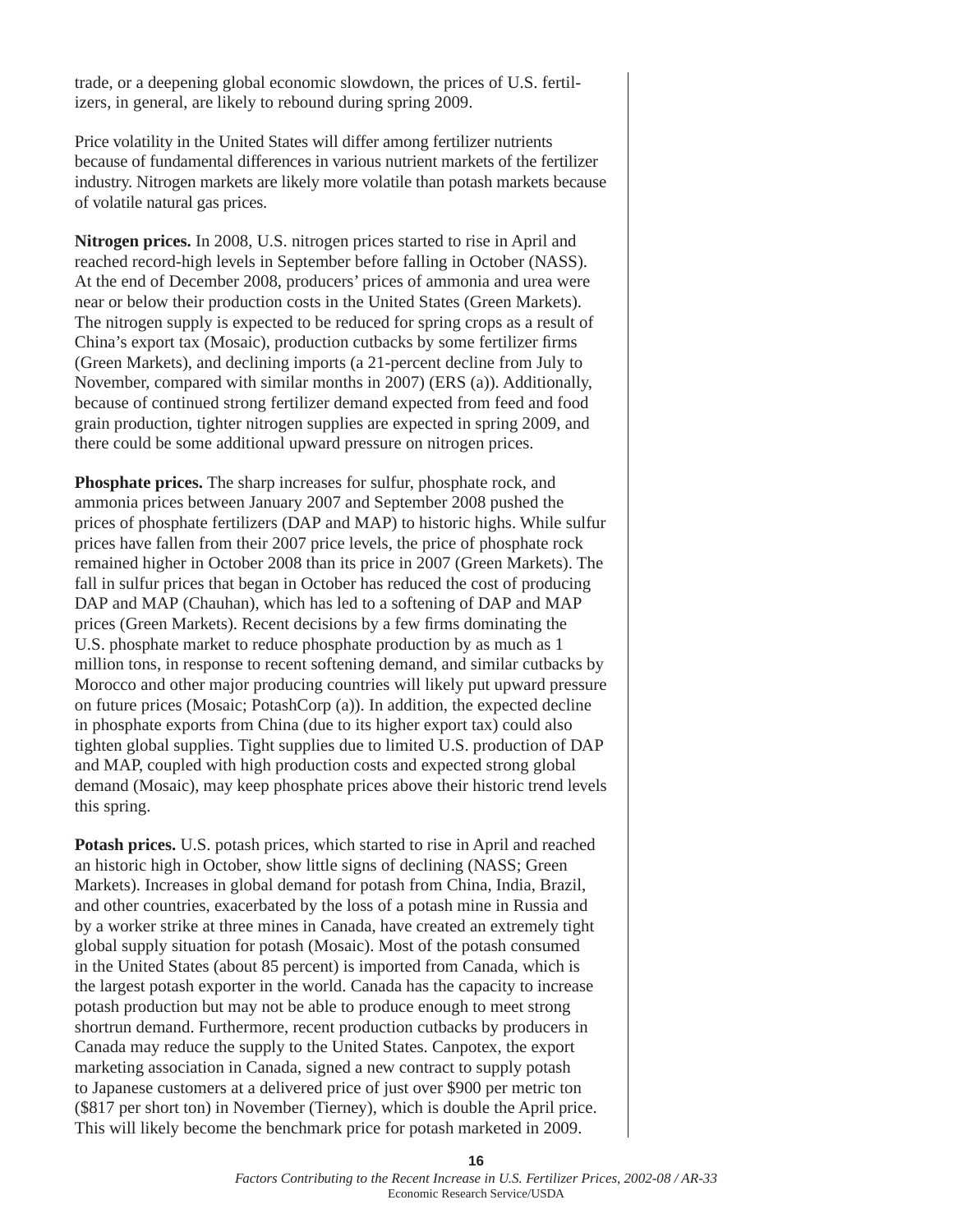trade, or a deepening global economic slowdown, the prices of U.S. fertilizers, in general, are likely to rebound during spring 2009.

Price volatility in the United States will differ among fertilizer nutrients because of fundamental differences in various nutrient markets of the fertilizer industry. Nitrogen markets are likely more volatile than potash markets because of volatile natural gas prices.

**Nitrogen prices.** In 2008, U.S. nitrogen prices started to rise in April and reached record-high levels in September before falling in October (NASS). At the end of December 2008, producers' prices of ammonia and urea were near or below their production costs in the United States (Green Markets). The nitrogen supply is expected to be reduced for spring crops as a result of China's export tax (Mosaic), production cutbacks by some fertilizer firms (Green Markets), and declining imports (a 21-percent decline from July to November, compared with similar months in 2007) (ERS (a)). Additionally, because of continued strong fertilizer demand expected from feed and food grain production, tighter nitrogen supplies are expected in spring 2009, and there could be some additional upward pressure on nitrogen prices.

**Phosphate prices.** The sharp increases for sulfur, phosphate rock, and ammonia prices between January 2007 and September 2008 pushed the prices of phosphate fertilizers (DAP and MAP) to historic highs. While sulfur prices have fallen from their 2007 price levels, the price of phosphate rock remained higher in October 2008 than its price in 2007 (Green Markets). The fall in sulfur prices that began in October has reduced the cost of producing DAP and MAP (Chauhan), which has led to a softening of DAP and MAP prices (Green Markets). Recent decisions by a few firms dominating the U.S. phosphate market to reduce phosphate production by as much as 1 million tons, in response to recent softening demand, and similar cutbacks by Morocco and other major producing countries will likely put upward pressure on future prices (Mosaic; PotashCorp (a)). In addition, the expected decline in phosphate exports from China (due to its higher export tax) could also tighten global supplies. Tight supplies due to limited U.S. production of DAP and MAP, coupled with high production costs and expected strong global demand (Mosaic), may keep phosphate prices above their historic trend levels this spring.

**Potash prices.** U.S. potash prices, which started to rise in April and reached an historic high in October, show little signs of declining (NASS; Green Markets). Increases in global demand for potash from China, India, Brazil, and other countries, exacerbated by the loss of a potash mine in Russia and by a worker strike at three mines in Canada, have created an extremely tight global supply situation for potash (Mosaic). Most of the potash consumed in the United States (about 85 percent) is imported from Canada, which is the largest potash exporter in the world. Canada has the capacity to increase potash production but may not be able to produce enough to meet strong shortrun demand. Furthermore, recent production cutbacks by producers in Canada may reduce the supply to the United States. Canpotex, the export marketing association in Canada, signed a new contract to supply potash to Japanese customers at a delivered price of just over $900 per metric ton ($817 per short ton) in November (Tierney), which is double the April price. This will likely become the benchmark price for potash marketed in 2009.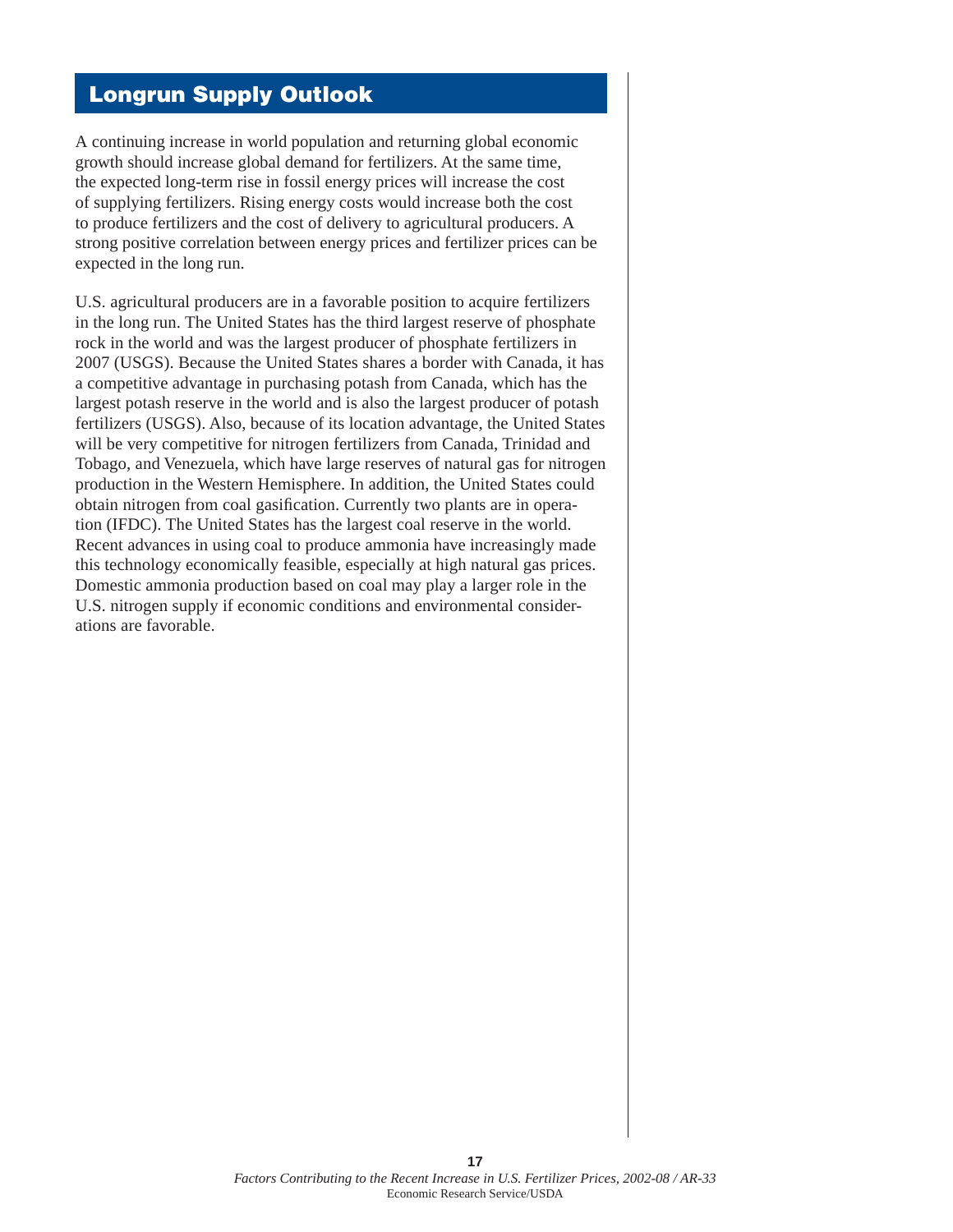## Longrun Supply Outlook

A continuing increase in world population and returning global economic growth should increase global demand for fertilizers. At the same time, the expected long-term rise in fossil energy prices will increase the cost of supplying fertilizers. Rising energy costs would increase both the cost to produce fertilizers and the cost of delivery to agricultural producers. A strong positive correlation between energy prices and fertilizer prices can be expected in the long run.

U.S. agricultural producers are in a favorable position to acquire fertilizers in the long run. The United States has the third largest reserve of phosphate rock in the world and was the largest producer of phosphate fertilizers in 2007 (USGS). Because the United States shares a border with Canada, it has a competitive advantage in purchasing potash from Canada, which has the largest potash reserve in the world and is also the largest producer of potash fertilizers (USGS). Also, because of its location advantage, the United States will be very competitive for nitrogen fertilizers from Canada, Trinidad and Tobago, and Venezuela, which have large reserves of natural gas for nitrogen production in the Western Hemisphere. In addition, the United States could obtain nitrogen from coal gasification. Currently two plants are in operation (IFDC). The United States has the largest coal reserve in the world. Recent advances in using coal to produce ammonia have increasingly made this technology economically feasible, especially at high natural gas prices. Domestic ammonia production based on coal may play a larger role in the U.S. nitrogen supply if economic conditions and environmental considerations are favorable.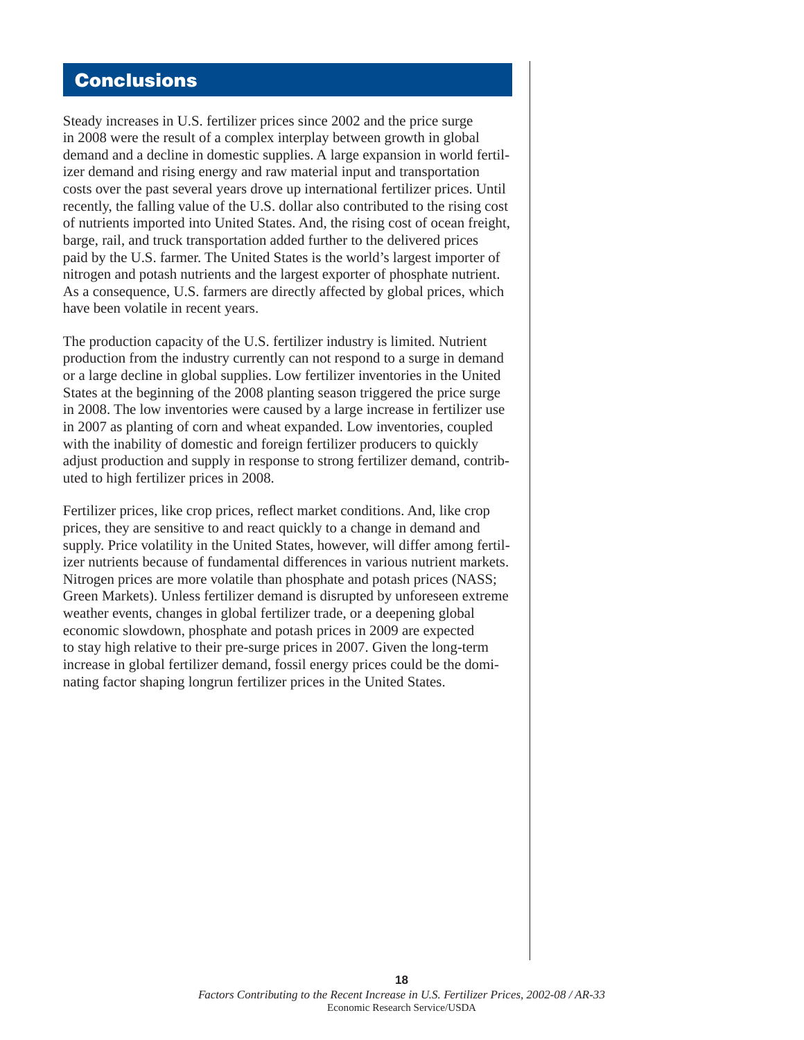# Conclusions

Steady increases in U.S. fertilizer prices since 2002 and the price surge in 2008 were the result of a complex interplay between growth in global demand and a decline in domestic supplies. A large expansion in world fertilizer demand and rising energy and raw material input and transportation costs over the past several years drove up international fertilizer prices. Until recently, the falling value of the U.S. dollar also contributed to the rising cost of nutrients imported into United States. And, the rising cost of ocean freight, barge, rail, and truck transportation added further to the delivered prices paid by the U.S. farmer. The United States is the world's largest importer of nitrogen and potash nutrients and the largest exporter of phosphate nutrient. As a consequence, U.S. farmers are directly affected by global prices, which have been volatile in recent years.

The production capacity of the U.S. fertilizer industry is limited. Nutrient production from the industry currently can not respond to a surge in demand or a large decline in global supplies. Low fertilizer inventories in the United States at the beginning of the 2008 planting season triggered the price surge in 2008. The low inventories were caused by a large increase in fertilizer use in 2007 as planting of corn and wheat expanded. Low inventories, coupled with the inability of domestic and foreign fertilizer producers to quickly adjust production and supply in response to strong fertilizer demand, contributed to high fertilizer prices in 2008.

Fertilizer prices, like crop prices, reflect market conditions. And, like crop prices, they are sensitive to and react quickly to a change in demand and supply. Price volatility in the United States, however, will differ among fertilizer nutrients because of fundamental differences in various nutrient markets. Nitrogen prices are more volatile than phosphate and potash prices (NASS; Green Markets). Unless fertilizer demand is disrupted by unforeseen extreme weather events, changes in global fertilizer trade, or a deepening global economic slowdown, phosphate and potash prices in 2009 are expected to stay high relative to their pre-surge prices in 2007. Given the long-term increase in global fertilizer demand, fossil energy prices could be the dominating factor shaping longrun fertilizer prices in the United States.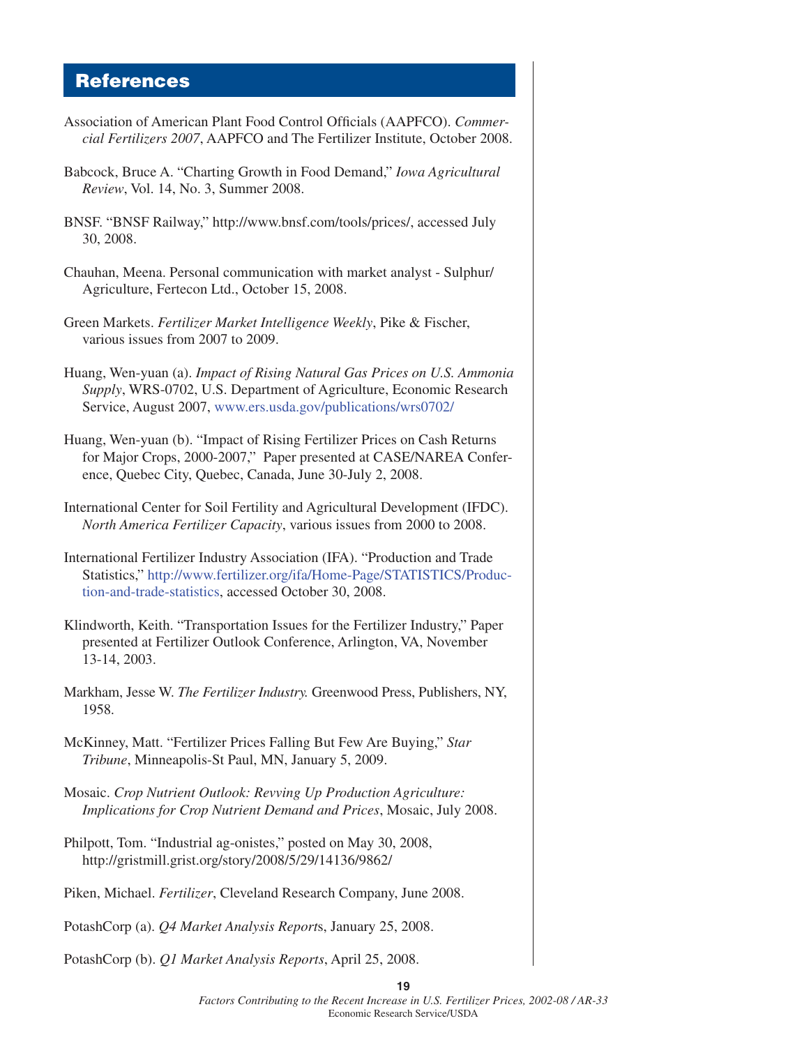# References

Association of American Plant Food Control Officials (AAPFCO). *Commercial Fertilizers 2007*, AAPFCO and The Fertilizer Institute, October 2008.

Babcock, Bruce A. "Charting Growth in Food Demand," *Iowa Agricultural Review*, Vol. 14, No. 3, Summer 2008.

BNSF. "BNSF Railway," http://www.bnsf.com/tools/prices/, accessed July 30, 2008.

Chauhan, Meena. Personal communication with market analyst - Sulphur/Agriculture, Fertecon Ltd., October 15, 2008.

Green Markets. *Fertilizer Market Intelligence Weekly*, Pike & Fischer, various issues from 2007 to 2009.

Huang, Wen-yuan (a). *Impact of Rising Natural Gas Prices on U.S. Ammonia Supply*, WRS-0702, U.S. Department of Agriculture, Economic Research Service, August 2007, www.ers.usda.gov/publications/wrs0702/

Huang, Wen-yuan (b). "Impact of Rising Fertilizer Prices on Cash Returns for Major Crops, 2000-2007," Paper presented at CASE/NAREA Conference, Quebec City, Quebec, Canada, June 30-July 2, 2008.

International Center for Soil Fertility and Agricultural Development (IFDC). *North America Fertilizer Capacity*, various issues from 2000 to 2008.

International Fertilizer Industry Association (IFA). "Production and Trade Statistics," http://www.fertilizer.org/ifa/Home-Page/STATISTICS/Production-and-trade-statistics, accessed October 30, 2008.

Klindworth, Keith. "Transportation Issues for the Fertilizer Industry," Paper presented at Fertilizer Outlook Conference, Arlington, VA, November 13-14, 2003.

Markham, Jesse W. *The Fertilizer Industry.* Greenwood Press, Publishers, NY, 1958.

McKinney, Matt. "Fertilizer Prices Falling But Few Are Buying," *Star Tribune*, Minneapolis-St Paul, MN, January 5, 2009.

Mosaic. *Crop Nutrient Outlook: Revving Up Production Agriculture: Implications for Crop Nutrient Demand and Prices*, Mosaic, July 2008.

Philpott, Tom. "Industrial ag-onistes," posted on May 30, 2008, http://gristmill.grist.org/story/2008/5/29/14136/9862/

Piken, Michael. *Fertilizer*, Cleveland Research Company, June 2008.

PotashCorp (a). *Q4 Market Analysis Reports*, January 25, 2008.

PotashCorp (b). *Q1 Market Analysis Reports*, April 25, 2008.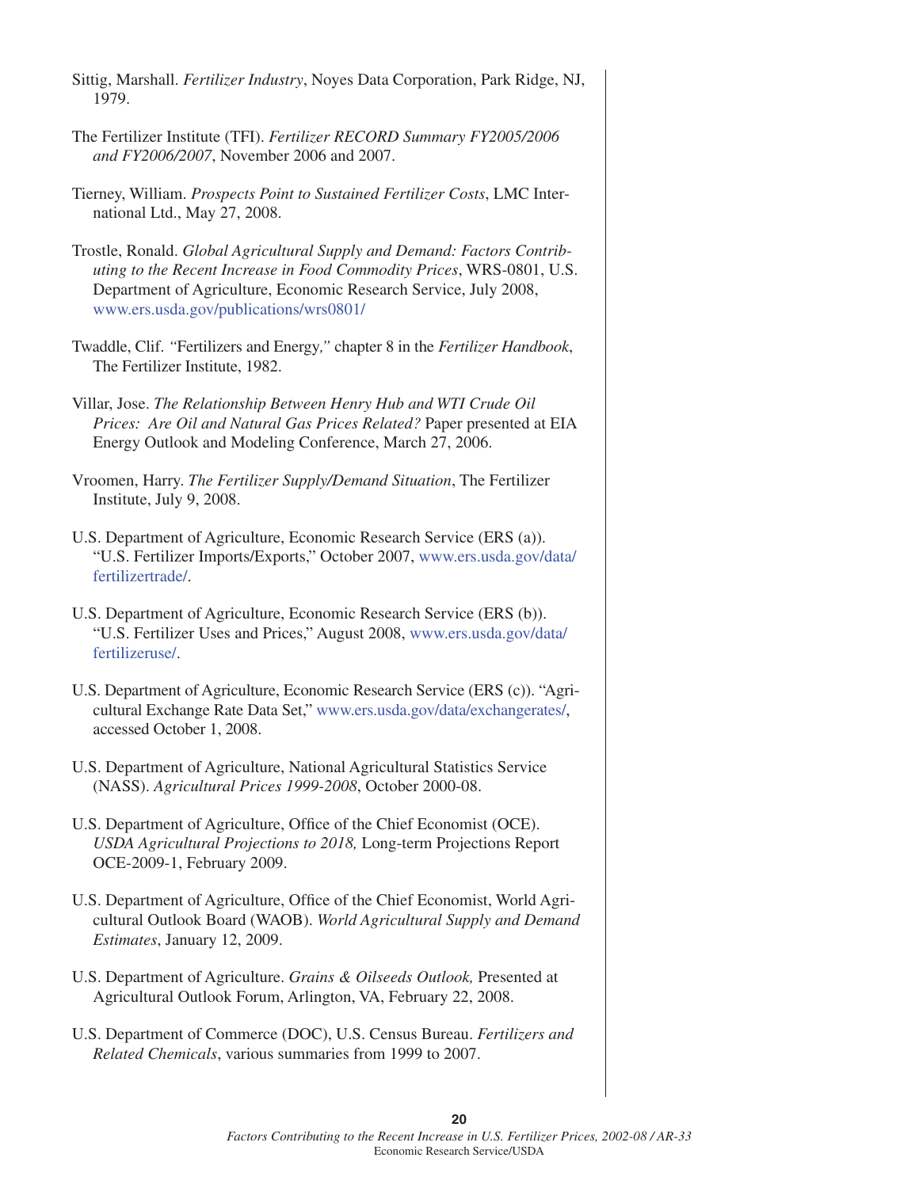Sittig, Marshall. *Fertilizer Industry*, Noyes Data Corporation, Park Ridge, NJ, 1979.

The Fertilizer Institute (TFI). *Fertilizer RECORD Summary FY2005/2006 and FY2006/2007*, November 2006 and 2007.

Tierney, William. *Prospects Point to Sustained Fertilizer Costs*, LMC International Ltd., May 27, 2008.

Trostle, Ronald. *Global Agricultural Supply and Demand: Factors Contributing to the Recent Increase in Food Commodity Prices*, WRS-0801, U.S. Department of Agriculture, Economic Research Service, July 2008, www.ers.usda.gov/publications/wrs0801/

Twaddle, Clif. *"*Fertilizers and Energy*,"* chapter 8 in the *Fertilizer Handbook*, The Fertilizer Institute, 1982.

Villar, Jose. *The Relationship Between Henry Hub and WTI Crude Oil Prices: Are Oil and Natural Gas Prices Related?* Paper presented at EIA Energy Outlook and Modeling Conference, March 27, 2006.

Vroomen, Harry. *The Fertilizer Supply/Demand Situation*, The Fertilizer Institute, July 9, 2008.

U.S. Department of Agriculture, Economic Research Service (ERS (a)). "U.S. Fertilizer Imports/Exports," October 2007, www.ers.usda.gov/data/fertilizertrade/.

U.S. Department of Agriculture, Economic Research Service (ERS (b)). "U.S. Fertilizer Uses and Prices," August 2008, www.ers.usda.gov/data/fertilizeruse/.

U.S. Department of Agriculture, Economic Research Service (ERS (c)). "Agricultural Exchange Rate Data Set," www.ers.usda.gov/data/exchangerates/, accessed October 1, 2008.

U.S. Department of Agriculture, National Agricultural Statistics Service (NASS). *Agricultural Prices 1999-2008*, October 2000-08.

U.S. Department of Agriculture, Office of the Chief Economist (OCE). *USDA Agricultural Projections to 2018,* Long-term Projections Report OCE-2009-1, February 2009.

U.S. Department of Agriculture, Office of the Chief Economist, World Agricultural Outlook Board (WAOB). *World Agricultural Supply and Demand Estimates*, January 12, 2009.

U.S. Department of Agriculture. *Grains & Oilseeds Outlook,* Presented at Agricultural Outlook Forum, Arlington, VA, February 22, 2008.

U.S. Department of Commerce (DOC), U.S. Census Bureau. *Fertilizers and Related Chemicals*, various summaries from 1999 to 2007.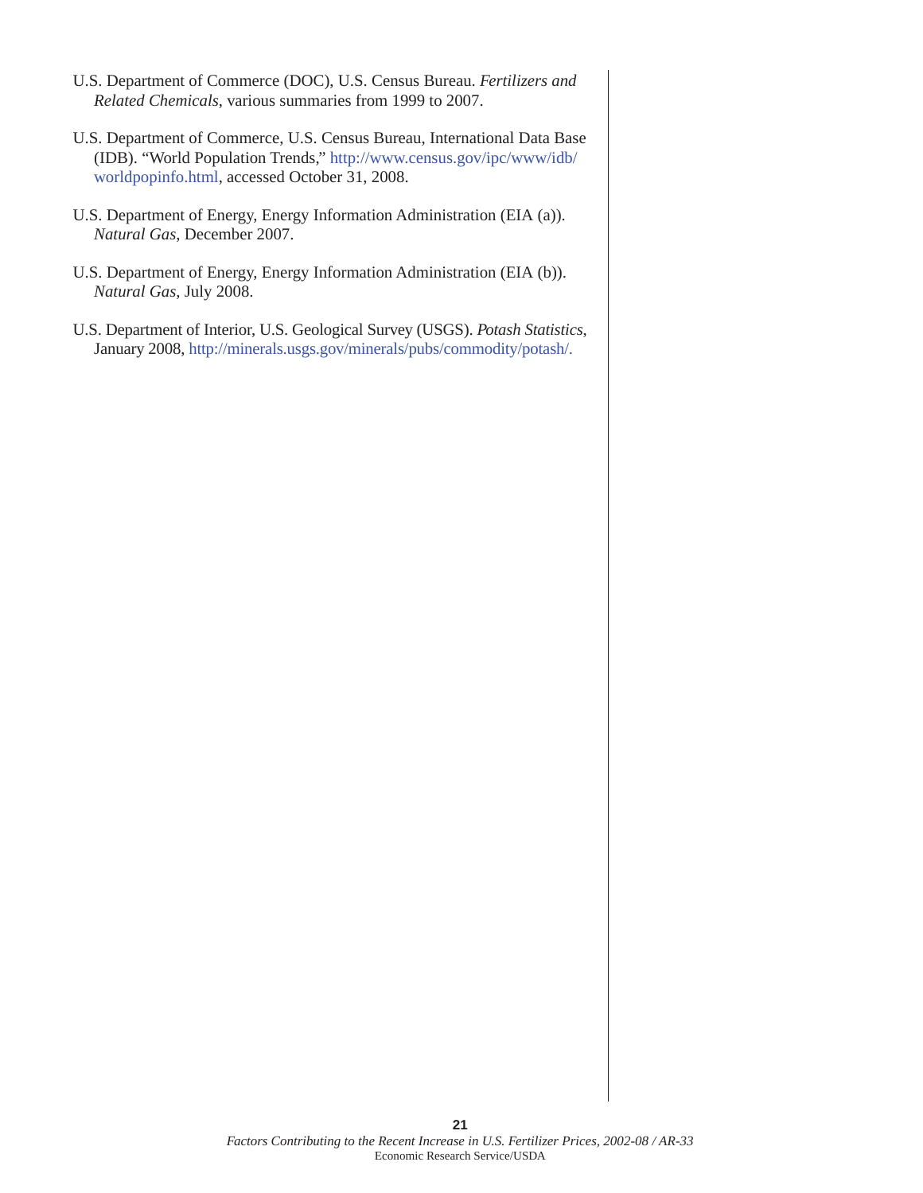U.S. Department of Commerce (DOC), U.S. Census Bureau. *Fertilizers and Related Chemicals*, various summaries from 1999 to 2007.

U.S. Department of Commerce, U.S. Census Bureau, International Data Base (IDB). "World Population Trends," http://www.census.gov/ipc/www/idb/worldpopinfo.html, accessed October 31, 2008.

U.S. Department of Energy, Energy Information Administration (EIA (a)). *Natural Gas*, December 2007.

U.S. Department of Energy, Energy Information Administration (EIA (b)). *Natural Gas*, July 2008.

U.S. Department of Interior, U.S. Geological Survey (USGS). *Potash Statistics*, January 2008, http://minerals.usgs.gov/minerals/pubs/commodity/potash/.